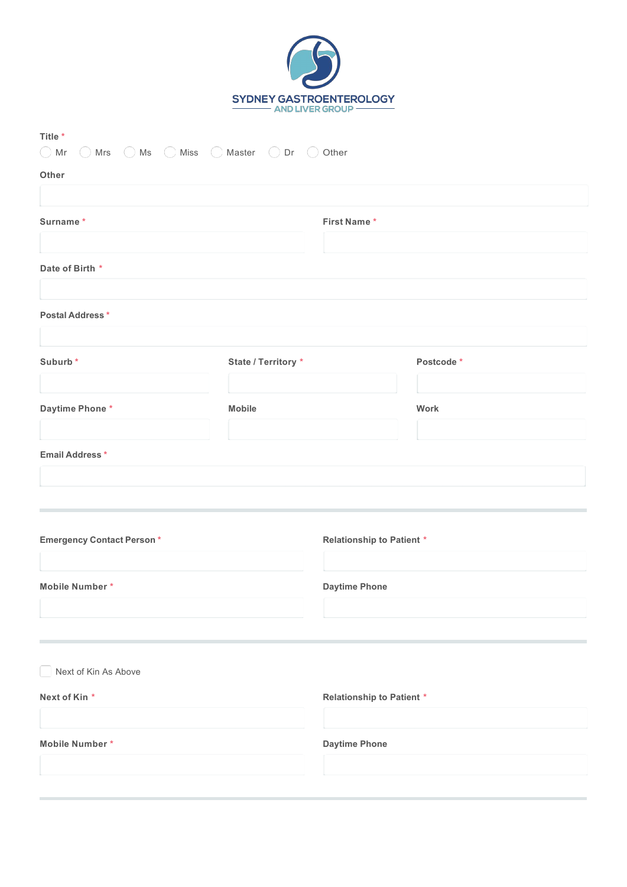# SYDNEY GASTROENTEROLOGY AND LIVER GROUP

**Title** *

○ Mr ○ Mrs ○ Ms ○ Miss ○ Master ○ Dr ○ Other

**Other**

**Surname** *

**First Name** *

**Date of Birth** *

**Postal Address** *

**Suburb** *

**State / Territory** *

**Postcode** *

**Daytime Phone** *

**Mobile**

**Work**

**Email Address** *

---

**Emergency Contact Person** *

**Relationship to Patient** *

**Mobile Number** *

**Daytime Phone**

---

☐ Next of Kin As Above

**Next of Kin** *

**Relationship to Patient** *

**Mobile Number** *

**Daytime Phone**

---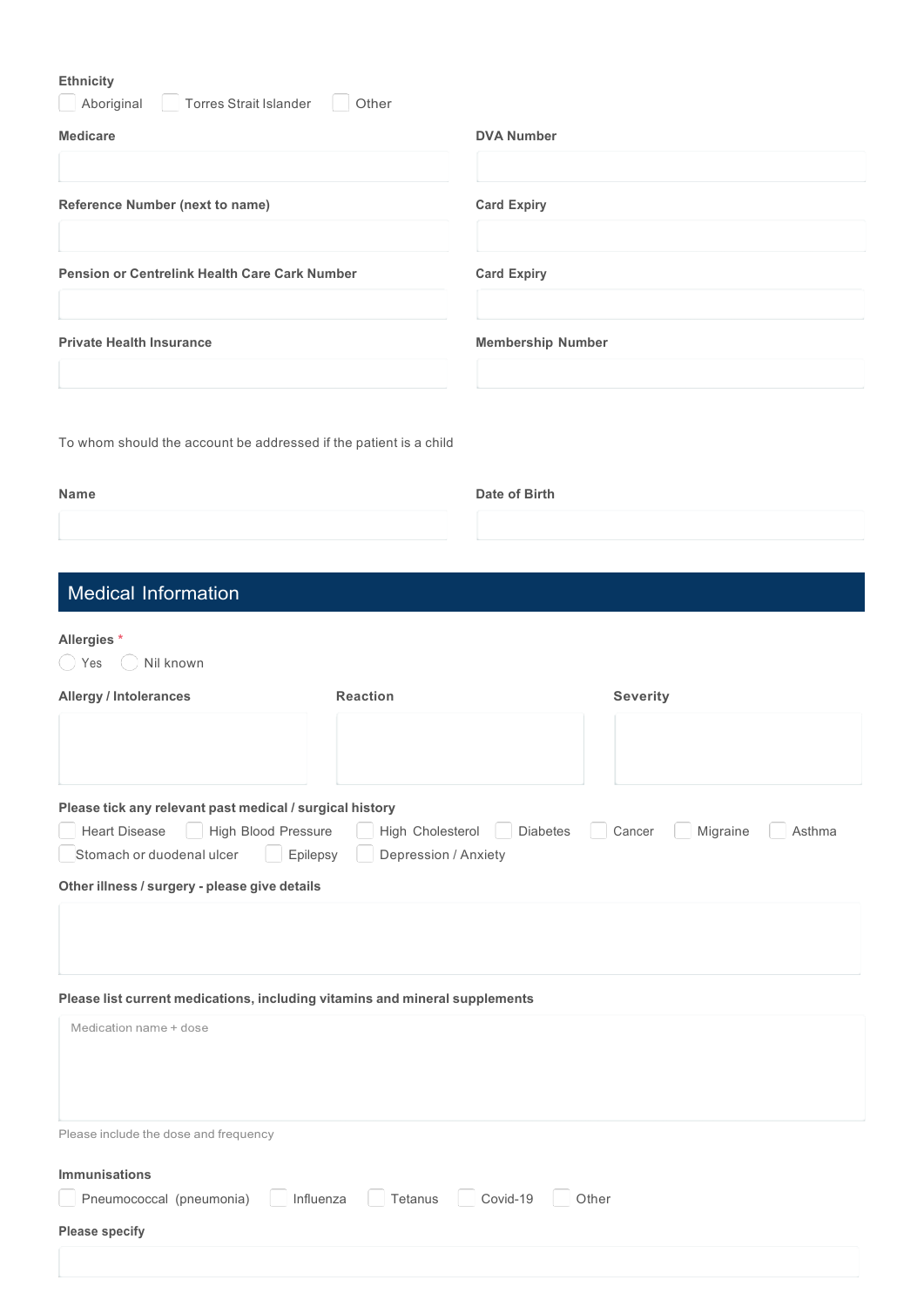**Ethnicity**

- [ ] Aboriginal
- [ ] Torres Strait Islander
- [ ] Other

**Medicare**

**DVA Number**

**Reference Number (next to name)**

**Card Expiry**

**Pension or Centrelink Health Care Cark Number**

**Card Expiry**

**Private Health Insurance**

**Membership Number**

To whom should the account be addressed if the patient is a child

**Name**

**Date of Birth**

## Medical Information

**Allergies** *

- ( ) Yes
- ( ) Nil known

| **Allergy / Intolerances** | **Reaction** | **Severity** |
| --- | --- | --- |
| | | |

**Please tick any relevant past medical / surgical history**

- [ ] Heart Disease
- [ ] High Blood Pressure
- [ ] High Cholesterol
- [ ] Diabetes
- [ ] Cancer
- [ ] Migraine
- [ ] Asthma
- [ ] Stomach or duodenal ulcer
- [ ] Epilepsy
- [ ] Depression / Anxiety

**Other illness / surgery - please give details**

**Please list current medications, including vitamins and mineral supplements**

Medication name + dose

Please include the dose and frequency

**Immunisations**

- [ ] Pneumococcal (pneumonia)
- [ ] Influenza
- [ ] Tetanus
- [ ] Covid-19
- [ ] Other

**Please specify**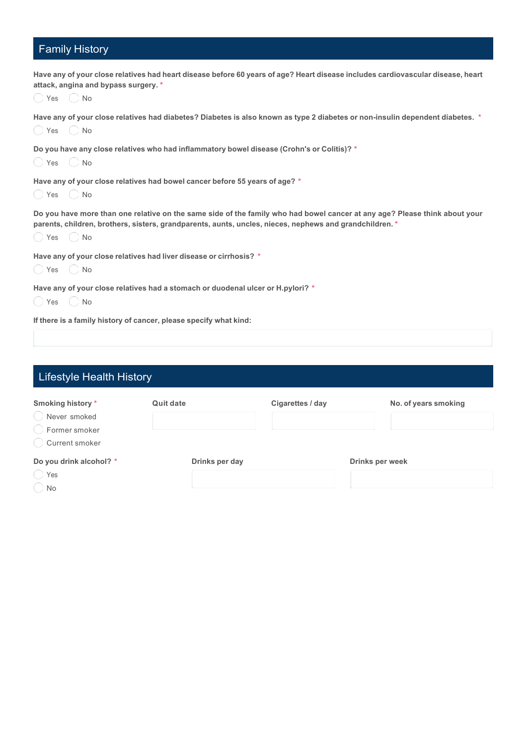## Family History

**Have any of your close relatives had heart disease before 60 years of age? Heart disease includes cardiovascular disease, heart attack, angina and bypass surgery.** *

- Yes
- No

**Have any of your close relatives had diabetes? Diabetes is also known as type 2 diabetes or non-insulin dependent diabetes.** *

- Yes
- No

**Do you have any close relatives who had inflammatory bowel disease (Crohn's or Colitis)?** *

- Yes
- No

**Have any of your close relatives had bowel cancer before 55 years of age?** *

- Yes
- No

**Do you have more than one relative on the same side of the family who had bowel cancer at any age? Please think about your parents, children, brothers, sisters, grandparents, aunts, uncles, nieces, nephews and grandchildren.** *

- Yes
- No

**Have any of your close relatives had liver disease or cirrhosis?** *

- Yes
- No

**Have any of your close relatives had a stomach or duodenal ulcer or H.pylori?** *

- Yes
- No

**If there is a family history of cancer, please specify what kind:**

## Lifestyle Health History

**Smoking history** *

- Never smoked
- Former smoker
- Current smoker

**Quit date**

**Cigarettes / day**

**No. of years smoking**

**Do you drink alcohol?** *

- Yes
- No

**Drinks per day**

**Drinks per week**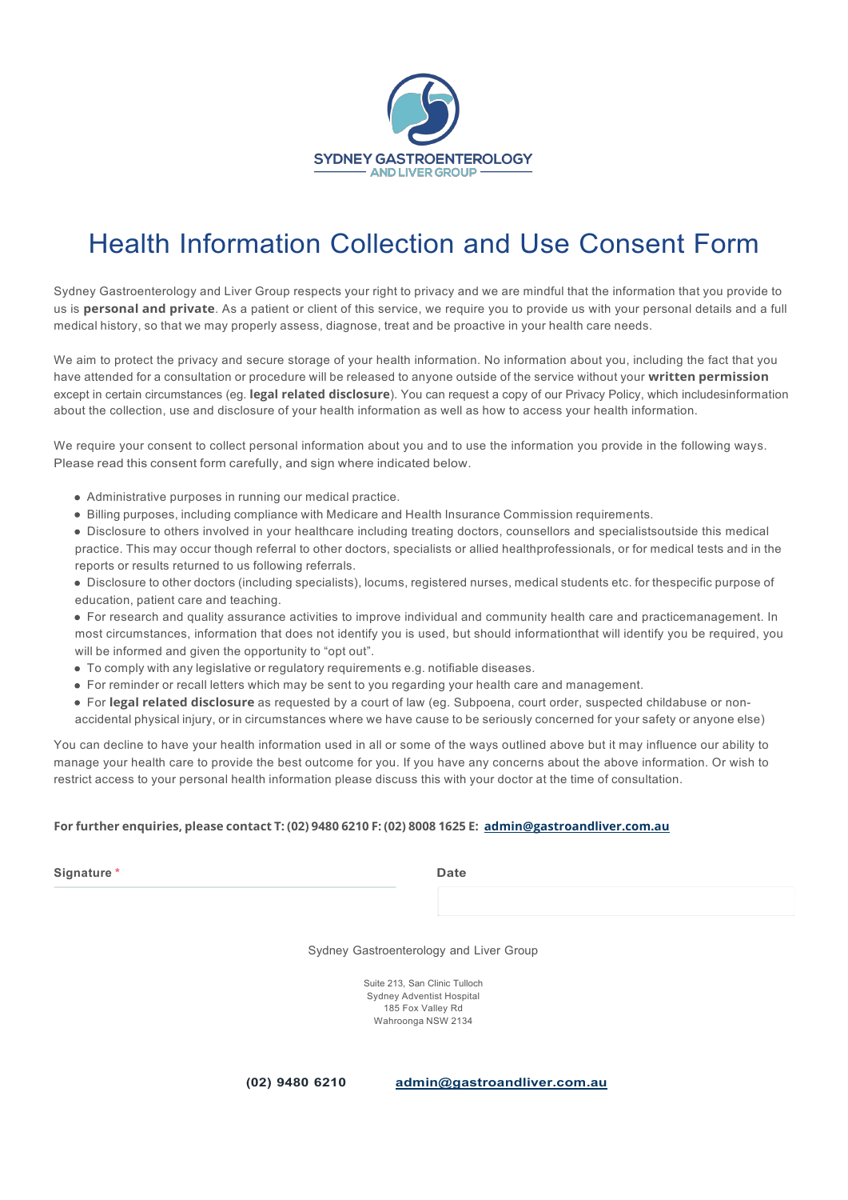SYDNEY GASTROENTEROLOGY
AND LIVER GROUP

# Health Information Collection and Use Consent Form

Sydney Gastroenterology and Liver Group respects your right to privacy and we are mindful that the information that you provide to us is **personal and private**. As a patient or client of this service, we require you to provide us with your personal details and a full medical history, so that we may properly assess, diagnose, treat and be proactive in your health care needs.

We aim to protect the privacy and secure storage of your health information. No information about you, including the fact that you have attended for a consultation or procedure will be released to anyone outside of the service without your **written permission** except in certain circumstances (eg. **legal related disclosure**). You can request a copy of our Privacy Policy, which includesinformation about the collection, use and disclosure of your health information as well as how to access your health information.

We require your consent to collect personal information about you and to use the information you provide in the following ways. Please read this consent form carefully, and sign where indicated below.

- Administrative purposes in running our medical practice.
- Billing purposes, including compliance with Medicare and Health Insurance Commission requirements.
- Disclosure to others involved in your healthcare including treating doctors, counsellors and specialistsoutside this medical practice. This may occur though referral to other doctors, specialists or allied healthprofessionals, or for medical tests and in the reports or results returned to us following referrals.
- Disclosure to other doctors (including specialists), locums, registered nurses, medical students etc. for thespecific purpose of education, patient care and teaching.
- For research and quality assurance activities to improve individual and community health care and practicemanagement. In most circumstances, information that does not identify you is used, but should informationthat will identify you be required, you will be informed and given the opportunity to "opt out".
- To comply with any legislative or regulatory requirements e.g. notifiable diseases.
- For reminder or recall letters which may be sent to you regarding your health care and management.
- For **legal related disclosure** as requested by a court of law (eg. Subpoena, court order, suspected childabuse or non-accidental physical injury, or in circumstances where we have cause to be seriously concerned for your safety or anyone else)

You can decline to have your health information used in all or some of the ways outlined above but it may influence our ability to manage your health care to provide the best outcome for you. If you have any concerns about the above information. Or wish to restrict access to your personal health information please discuss this with your doctor at the time of consultation.

**For further enquiries, please contact T: (02) 9480 6210 F: (02) 8008 1625 E: admin@gastroandliver.com.au**

**Signature** *

**Date**

Sydney Gastroenterology and Liver Group

Suite 213, San Clinic Tulloch
Sydney Adventist Hospital
185 Fox Valley Rd
Wahroonga NSW 2134

**(02) 9480 6210** **admin@gastroandliver.com.au**